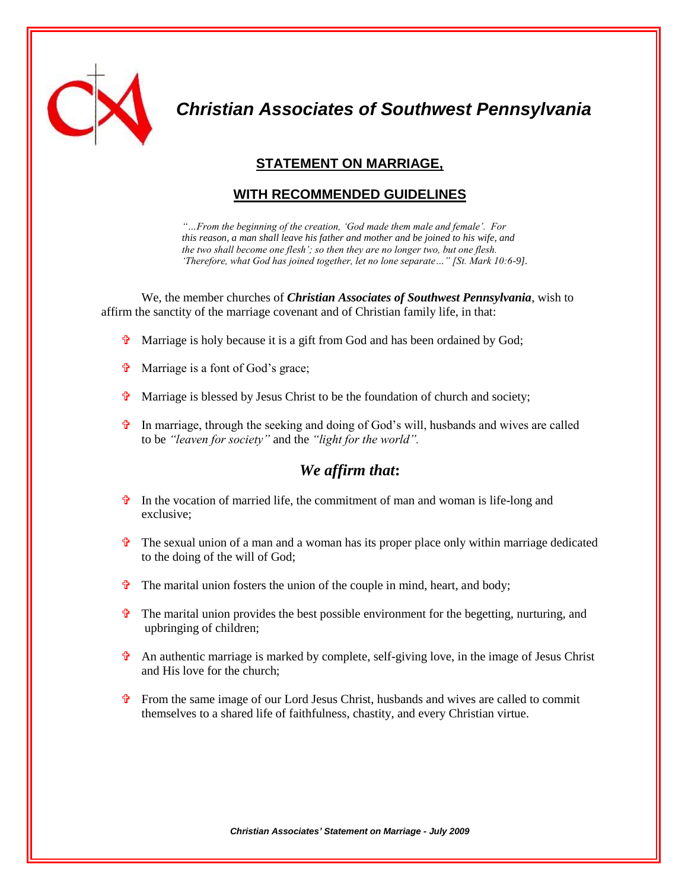# *Christian Associates of Southwest Pennsylvania*

## STATEMENT ON MARRIAGE,

## WITH RECOMMENDED GUIDELINES

*"…From the beginning of the creation, 'God made them male and female'. For this reason, a man shall leave his father and mother and be joined to his wife, and the two shall become one flesh'; so then they are no longer two, but one flesh. 'Therefore, what God has joined together, let no lone separate…" [St. Mark 10:6-9].*

We, the member churches of ***Christian Associates of Southwest Pennsylvania***, wish to affirm the sanctity of the marriage covenant and of Christian family life, in that:

- Marriage is holy because it is a gift from God and has been ordained by God;
- Marriage is a font of God's grace;
- Marriage is blessed by Jesus Christ to be the foundation of church and society;
- In marriage, through the seeking and doing of God's will, husbands and wives are called to be *"leaven for society"* and the *"light for the world".*

## *We affirm that*:

- In the vocation of married life, the commitment of man and woman is life-long and exclusive;
- The sexual union of a man and a woman has its proper place only within marriage dedicated to the doing of the will of God;
- The marital union fosters the union of the couple in mind, heart, and body;
- The marital union provides the best possible environment for the begetting, nurturing, and upbringing of children;
- An authentic marriage is marked by complete, self-giving love, in the image of Jesus Christ and His love for the church;
- From the same image of our Lord Jesus Christ, husbands and wives are called to commit themselves to a shared life of faithfulness, chastity, and every Christian virtue.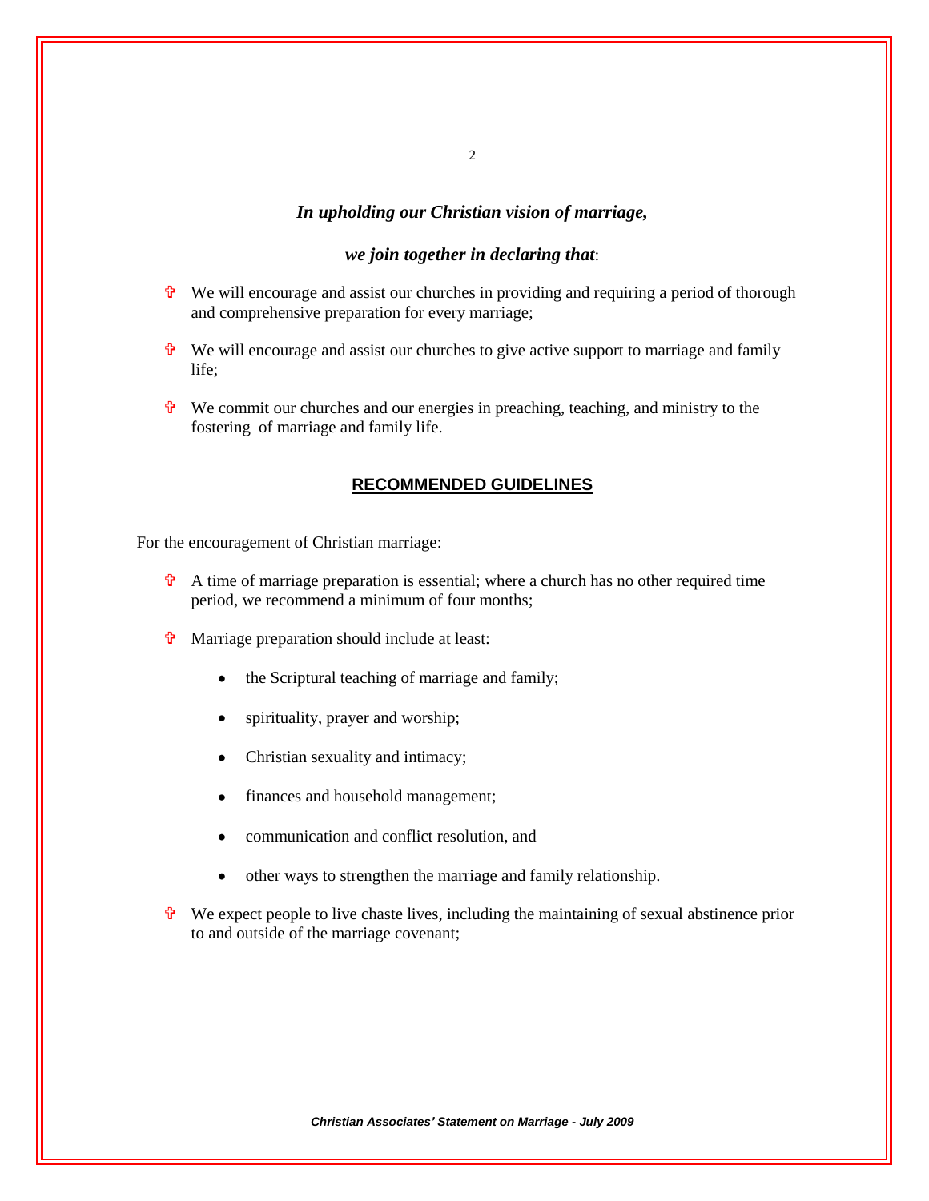*In upholding our Christian vision of marriage,*

*we join together in declaring that*:

- We will encourage and assist our churches in providing and requiring a period of thorough and comprehensive preparation for every marriage;
- We will encourage and assist our churches to give active support to marriage and family life;
- We commit our churches and our energies in preaching, teaching, and ministry to the fostering of marriage and family life.

## RECOMMENDED GUIDELINES

For the encouragement of Christian marriage:

- A time of marriage preparation is essential; where a church has no other required time period, we recommend a minimum of four months;
- Marriage preparation should include at least:
  - the Scriptural teaching of marriage and family;
  - spirituality, prayer and worship;
  - Christian sexuality and intimacy;
  - finances and household management;
  - communication and conflict resolution, and
  - other ways to strengthen the marriage and family relationship.
- We expect people to live chaste lives, including the maintaining of sexual abstinence prior to and outside of the marriage covenant;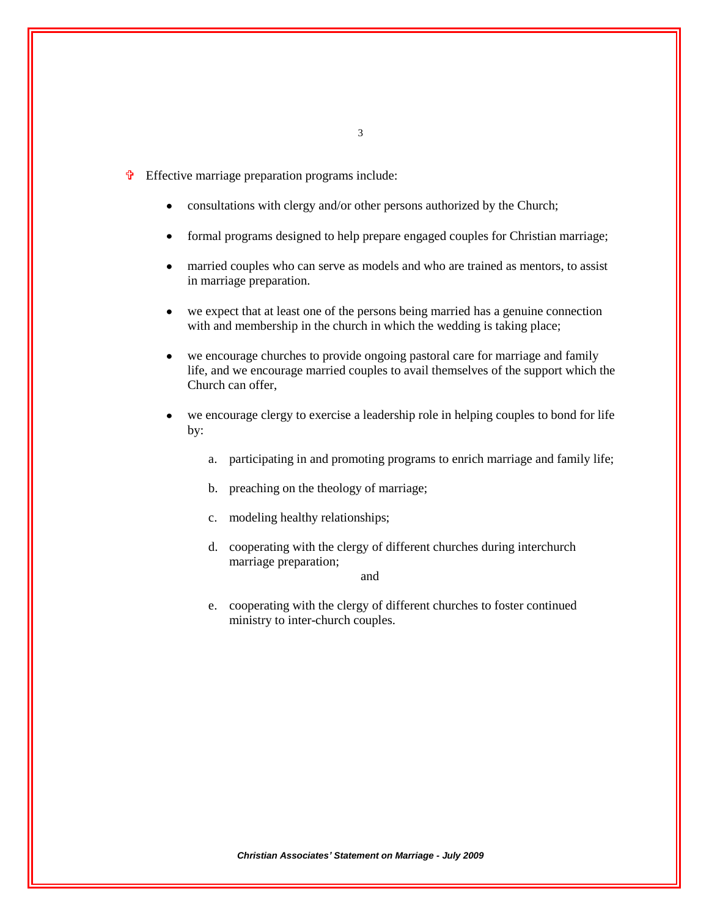- ✞ Effective marriage preparation programs include:

  - consultations with clergy and/or other persons authorized by the Church;
  - formal programs designed to help prepare engaged couples for Christian marriage;
  - married couples who can serve as models and who are trained as mentors, to assist in marriage preparation.
  - we expect that at least one of the persons being married has a genuine connection with and membership in the church in which the wedding is taking place;
  - we encourage churches to provide ongoing pastoral care for marriage and family life, and we encourage married couples to avail themselves of the support which the Church can offer,
  - we encourage clergy to exercise a leadership role in helping couples to bond for life by:

    a. participating in and promoting programs to enrich marriage and family life;

    b. preaching on the theology of marriage;

    c. modeling healthy relationships;

    d. cooperating with the clergy of different churches during interchurch marriage preparation;

    and

    e. cooperating with the clergy of different churches to foster continued ministry to inter-church couples.